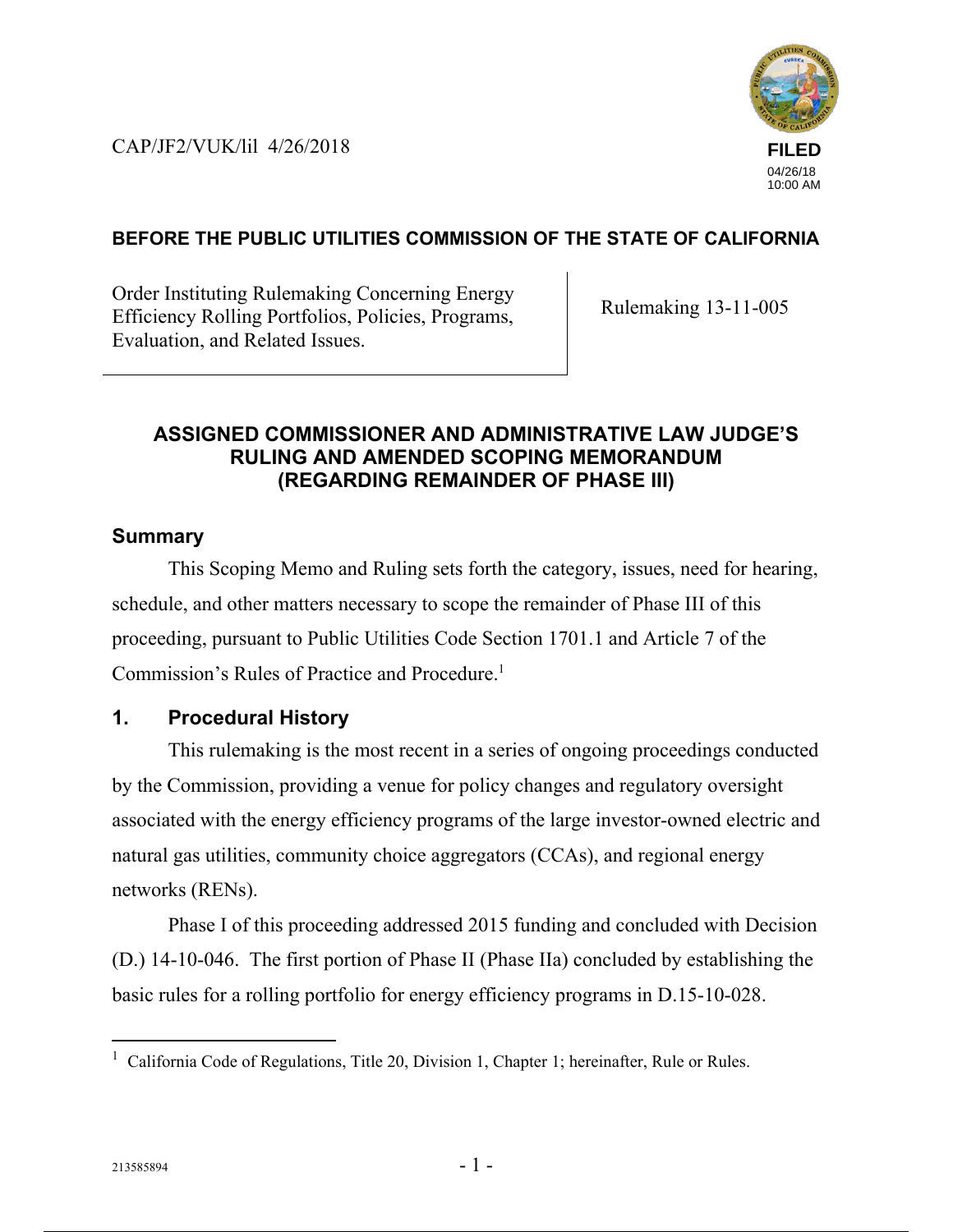CAP/JF2/VUK/lil 4/26/2018

**FILED**
04/26/18
10:00 AM

**BEFORE THE PUBLIC UTILITIES COMMISSION OF THE STATE OF CALIFORNIA**

| Order Instituting Rulemaking Concerning Energy Efficiency Rolling Portfolios, Policies, Programs, Evaluation, and Related Issues. | Rulemaking 13-11-005 |
|---|---|

## ASSIGNED COMMISSIONER AND ADMINISTRATIVE LAW JUDGE'S RULING AND AMENDED SCOPING MEMORANDUM (REGARDING REMAINDER OF PHASE III)

## Summary

This Scoping Memo and Ruling sets forth the category, issues, need for hearing, schedule, and other matters necessary to scope the remainder of Phase III of this proceeding, pursuant to Public Utilities Code Section 1701.1 and Article 7 of the Commission's Rules of Practice and Procedure.[1]

## 1. Procedural History

This rulemaking is the most recent in a series of ongoing proceedings conducted by the Commission, providing a venue for policy changes and regulatory oversight associated with the energy efficiency programs of the large investor-owned electric and natural gas utilities, community choice aggregators (CCAs), and regional energy networks (RENs).

Phase I of this proceeding addressed 2015 funding and concluded with Decision (D.) 14-10-046. The first portion of Phase II (Phase IIa) concluded by establishing the basic rules for a rolling portfolio for energy efficiency programs in D.15-10-028.

---

[1] California Code of Regulations, Title 20, Division 1, Chapter 1; hereinafter, Rule or Rules.

213585894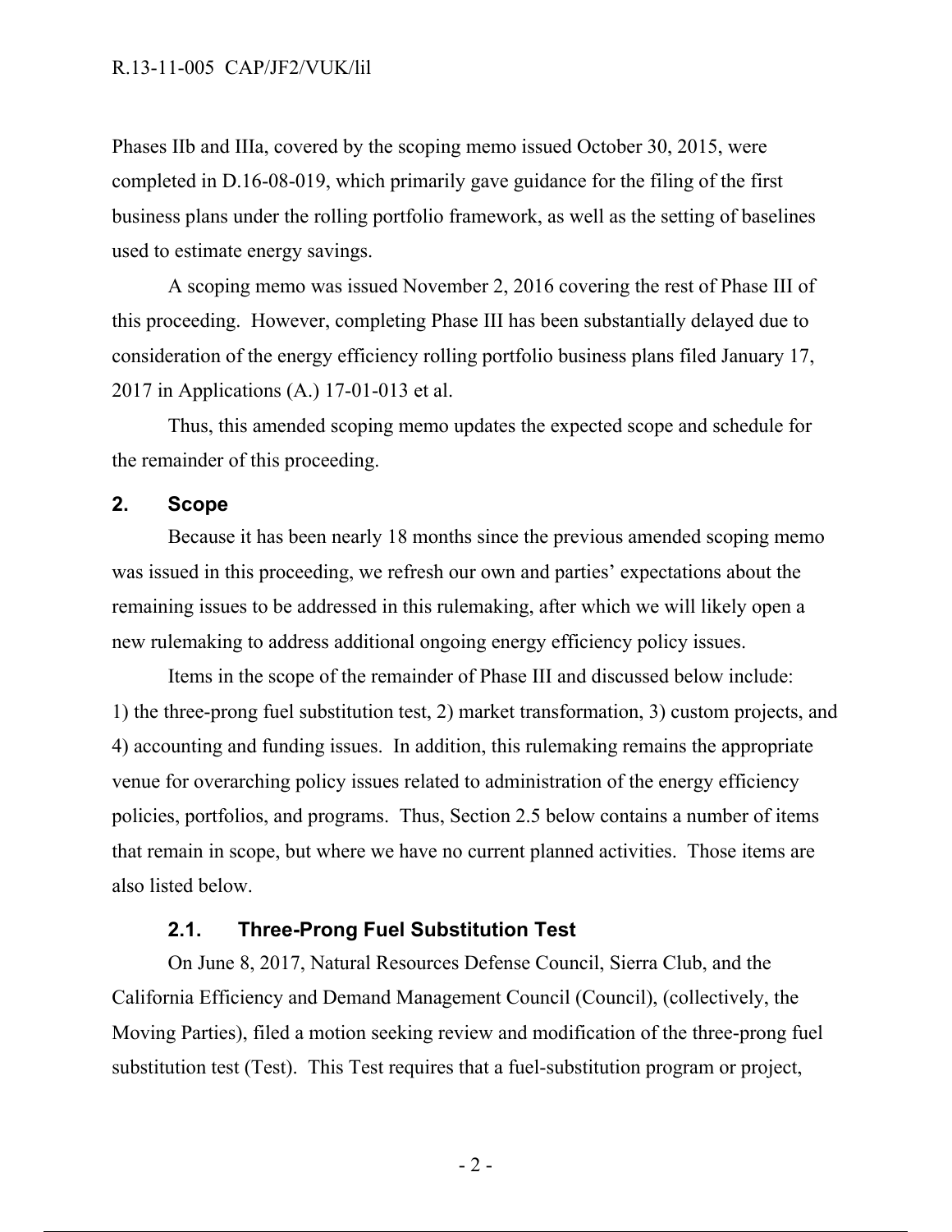Phases IIb and IIIa, covered by the scoping memo issued October 30, 2015, were completed in D.16-08-019, which primarily gave guidance for the filing of the first business plans under the rolling portfolio framework, as well as the setting of baselines used to estimate energy savings.

A scoping memo was issued November 2, 2016 covering the rest of Phase III of this proceeding. However, completing Phase III has been substantially delayed due to consideration of the energy efficiency rolling portfolio business plans filed January 17, 2017 in Applications (A.) 17-01-013 et al.

Thus, this amended scoping memo updates the expected scope and schedule for the remainder of this proceeding.

## 2. Scope

Because it has been nearly 18 months since the previous amended scoping memo was issued in this proceeding, we refresh our own and parties' expectations about the remaining issues to be addressed in this rulemaking, after which we will likely open a new rulemaking to address additional ongoing energy efficiency policy issues.

Items in the scope of the remainder of Phase III and discussed below include: 1) the three-prong fuel substitution test, 2) market transformation, 3) custom projects, and 4) accounting and funding issues. In addition, this rulemaking remains the appropriate venue for overarching policy issues related to administration of the energy efficiency policies, portfolios, and programs. Thus, Section 2.5 below contains a number of items that remain in scope, but where we have no current planned activities. Those items are also listed below.

### 2.1. Three-Prong Fuel Substitution Test

On June 8, 2017, Natural Resources Defense Council, Sierra Club, and the California Efficiency and Demand Management Council (Council), (collectively, the Moving Parties), filed a motion seeking review and modification of the three-prong fuel substitution test (Test). This Test requires that a fuel-substitution program or project,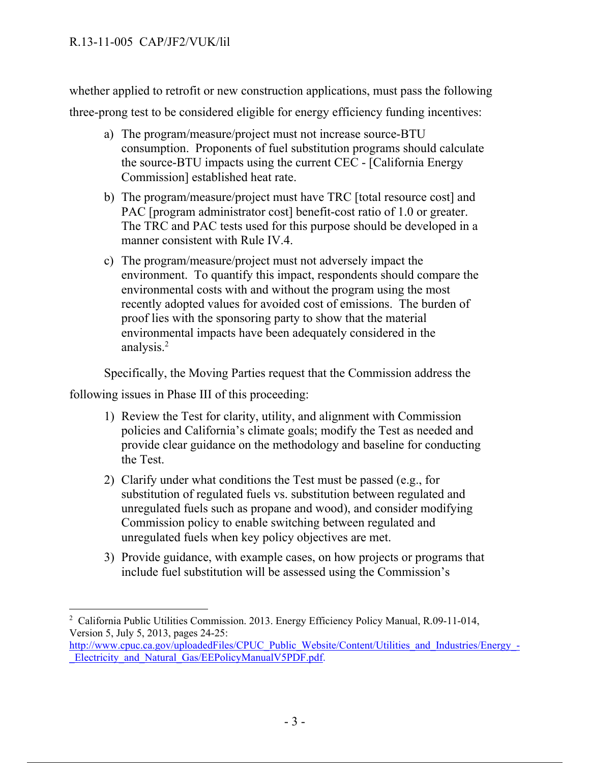whether applied to retrofit or new construction applications, must pass the following three-prong test to be considered eligible for energy efficiency funding incentives:

a) The program/measure/project must not increase source-BTU consumption. Proponents of fuel substitution programs should calculate the source-BTU impacts using the current CEC - [California Energy Commission] established heat rate.

b) The program/measure/project must have TRC [total resource cost] and PAC [program administrator cost] benefit-cost ratio of 1.0 or greater. The TRC and PAC tests used for this purpose should be developed in a manner consistent with Rule IV.4.

c) The program/measure/project must not adversely impact the environment. To quantify this impact, respondents should compare the environmental costs with and without the program using the most recently adopted values for avoided cost of emissions. The burden of proof lies with the sponsoring party to show that the material environmental impacts have been adequately considered in the analysis.[2]

Specifically, the Moving Parties request that the Commission address the following issues in Phase III of this proceeding:

1) Review the Test for clarity, utility, and alignment with Commission policies and California's climate goals; modify the Test as needed and provide clear guidance on the methodology and baseline for conducting the Test.

2) Clarify under what conditions the Test must be passed (e.g., for substitution of regulated fuels vs. substitution between regulated and unregulated fuels such as propane and wood), and consider modifying Commission policy to enable switching between regulated and unregulated fuels when key policy objectives are met.

3) Provide guidance, with example cases, on how projects or programs that include fuel substitution will be assessed using the Commission's

---

[2] California Public Utilities Commission. 2013. Energy Efficiency Policy Manual, R.09-11-014, Version 5, July 5, 2013, pages 24-25: http://www.cpuc.ca.gov/uploadedFiles/CPUC_Public_Website/Content/Utilities_and_Industries/Energy_-_Electricity_and_Natural_Gas/EEPolicyManualV5PDF.pdf.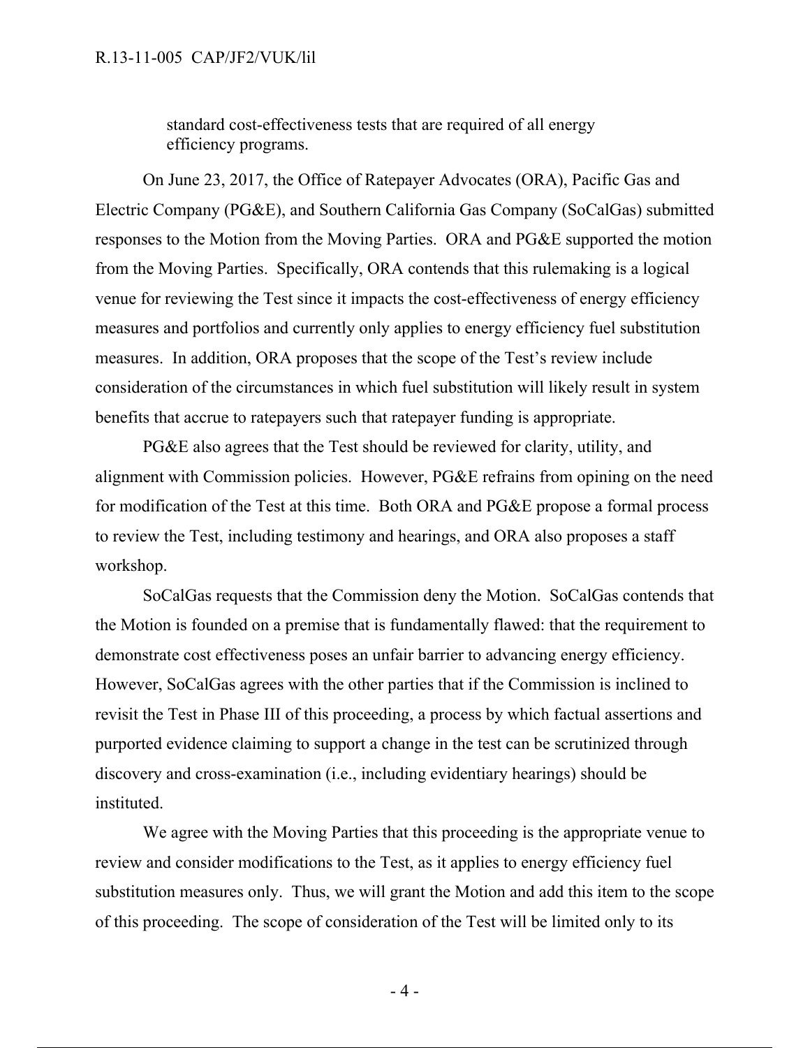standard cost-effectiveness tests that are required of all energy efficiency programs.

On June 23, 2017, the Office of Ratepayer Advocates (ORA), Pacific Gas and Electric Company (PG&E), and Southern California Gas Company (SoCalGas) submitted responses to the Motion from the Moving Parties. ORA and PG&E supported the motion from the Moving Parties. Specifically, ORA contends that this rulemaking is a logical venue for reviewing the Test since it impacts the cost-effectiveness of energy efficiency measures and portfolios and currently only applies to energy efficiency fuel substitution measures. In addition, ORA proposes that the scope of the Test's review include consideration of the circumstances in which fuel substitution will likely result in system benefits that accrue to ratepayers such that ratepayer funding is appropriate.

PG&E also agrees that the Test should be reviewed for clarity, utility, and alignment with Commission policies. However, PG&E refrains from opining on the need for modification of the Test at this time. Both ORA and PG&E propose a formal process to review the Test, including testimony and hearings, and ORA also proposes a staff workshop.

SoCalGas requests that the Commission deny the Motion. SoCalGas contends that the Motion is founded on a premise that is fundamentally flawed: that the requirement to demonstrate cost effectiveness poses an unfair barrier to advancing energy efficiency. However, SoCalGas agrees with the other parties that if the Commission is inclined to revisit the Test in Phase III of this proceeding, a process by which factual assertions and purported evidence claiming to support a change in the test can be scrutinized through discovery and cross-examination (i.e., including evidentiary hearings) should be instituted.

We agree with the Moving Parties that this proceeding is the appropriate venue to review and consider modifications to the Test, as it applies to energy efficiency fuel substitution measures only. Thus, we will grant the Motion and add this item to the scope of this proceeding. The scope of consideration of the Test will be limited only to its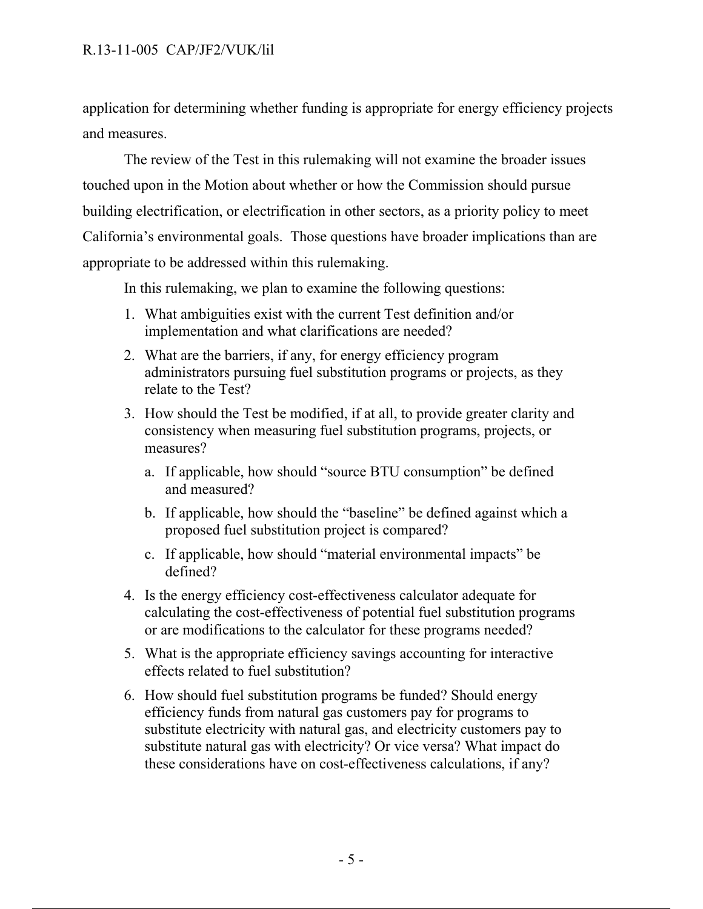application for determining whether funding is appropriate for energy efficiency projects and measures.

The review of the Test in this rulemaking will not examine the broader issues touched upon in the Motion about whether or how the Commission should pursue building electrification, or electrification in other sectors, as a priority policy to meet California's environmental goals. Those questions have broader implications than are appropriate to be addressed within this rulemaking.

In this rulemaking, we plan to examine the following questions:

1. What ambiguities exist with the current Test definition and/or implementation and what clarifications are needed?
2. What are the barriers, if any, for energy efficiency program administrators pursuing fuel substitution programs or projects, as they relate to the Test?
3. How should the Test be modified, if at all, to provide greater clarity and consistency when measuring fuel substitution programs, projects, or measures?
    a. If applicable, how should "source BTU consumption" be defined and measured?
    b. If applicable, how should the "baseline" be defined against which a proposed fuel substitution project is compared?
    c. If applicable, how should "material environmental impacts" be defined?
4. Is the energy efficiency cost-effectiveness calculator adequate for calculating the cost-effectiveness of potential fuel substitution programs or are modifications to the calculator for these programs needed?
5. What is the appropriate efficiency savings accounting for interactive effects related to fuel substitution?
6. How should fuel substitution programs be funded? Should energy efficiency funds from natural gas customers pay for programs to substitute electricity with natural gas, and electricity customers pay to substitute natural gas with electricity? Or vice versa? What impact do these considerations have on cost-effectiveness calculations, if any?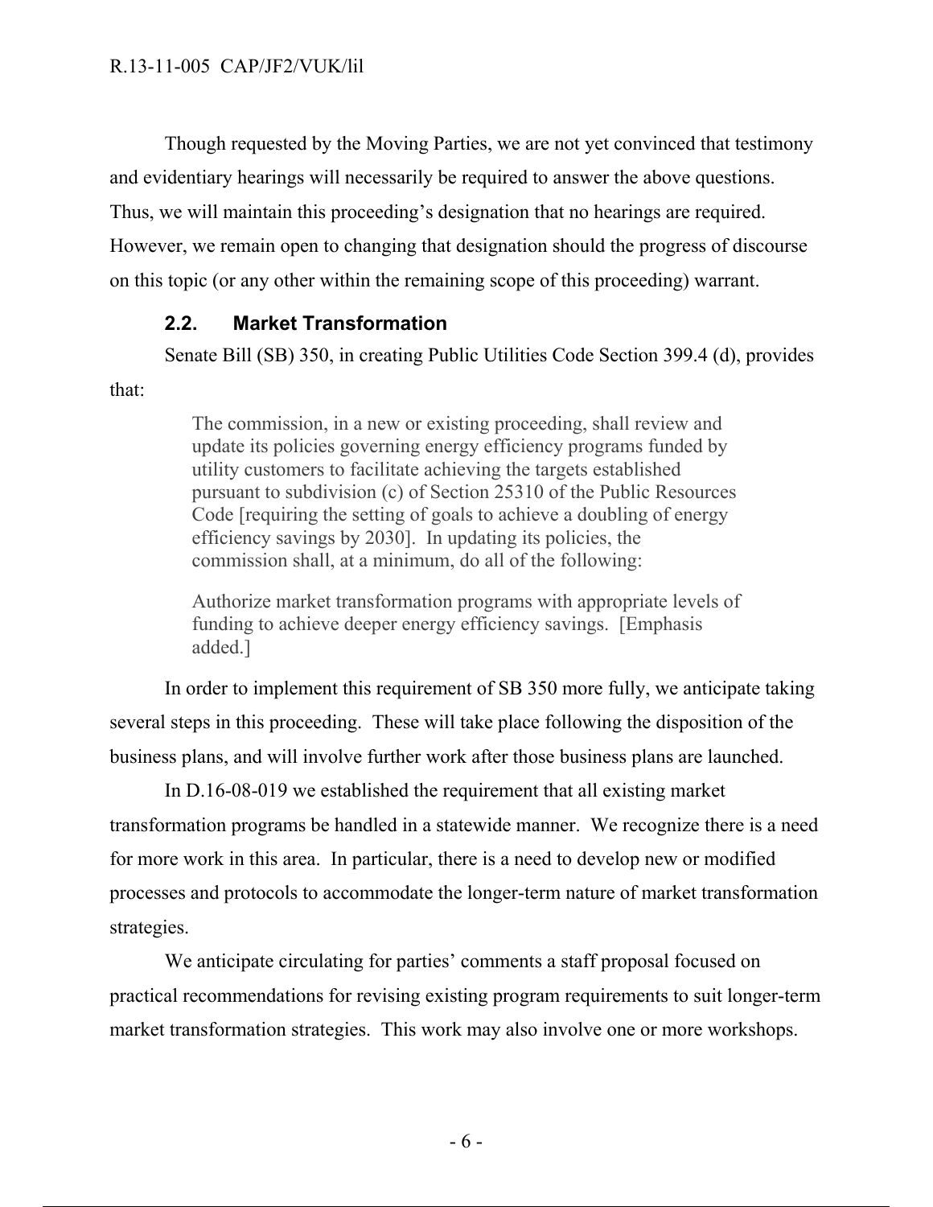Though requested by the Moving Parties, we are not yet convinced that testimony and evidentiary hearings will necessarily be required to answer the above questions. Thus, we will maintain this proceeding's designation that no hearings are required. However, we remain open to changing that designation should the progress of discourse on this topic (or any other within the remaining scope of this proceeding) warrant.

### 2.2. Market Transformation

Senate Bill (SB) 350, in creating Public Utilities Code Section 399.4 (d), provides that:

> The commission, in a new or existing proceeding, shall review and update its policies governing energy efficiency programs funded by utility customers to facilitate achieving the targets established pursuant to subdivision (c) of Section 25310 of the Public Resources Code [requiring the setting of goals to achieve a doubling of energy efficiency savings by 2030]. In updating its policies, the commission shall, at a minimum, do all of the following:
>
> Authorize market transformation programs with appropriate levels of funding to achieve deeper energy efficiency savings. [Emphasis added.]

In order to implement this requirement of SB 350 more fully, we anticipate taking several steps in this proceeding. These will take place following the disposition of the business plans, and will involve further work after those business plans are launched.

In D.16-08-019 we established the requirement that all existing market transformation programs be handled in a statewide manner. We recognize there is a need for more work in this area. In particular, there is a need to develop new or modified processes and protocols to accommodate the longer-term nature of market transformation strategies.

We anticipate circulating for parties' comments a staff proposal focused on practical recommendations for revising existing program requirements to suit longer-term market transformation strategies. This work may also involve one or more workshops.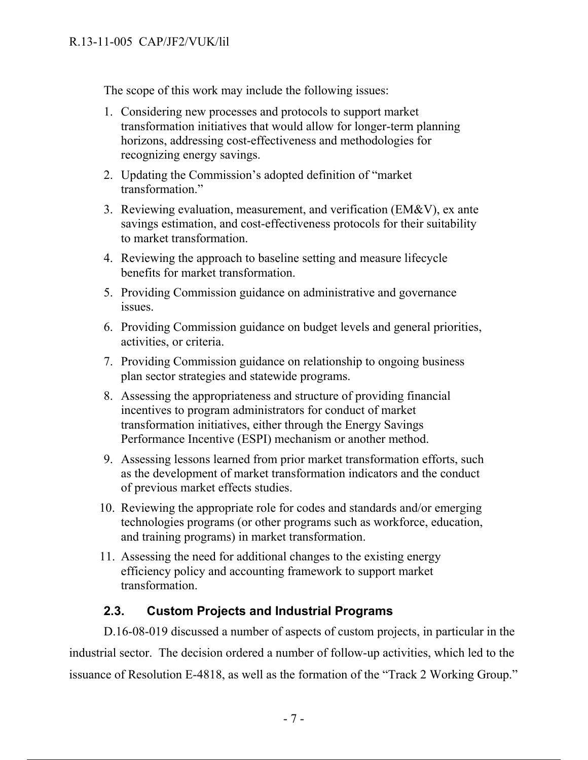The scope of this work may include the following issues:

1. Considering new processes and protocols to support market transformation initiatives that would allow for longer-term planning horizons, addressing cost-effectiveness and methodologies for recognizing energy savings.
2. Updating the Commission's adopted definition of "market transformation."
3. Reviewing evaluation, measurement, and verification (EM&V), ex ante savings estimation, and cost-effectiveness protocols for their suitability to market transformation.
4. Reviewing the approach to baseline setting and measure lifecycle benefits for market transformation.
5. Providing Commission guidance on administrative and governance issues.
6. Providing Commission guidance on budget levels and general priorities, activities, or criteria.
7. Providing Commission guidance on relationship to ongoing business plan sector strategies and statewide programs.
8. Assessing the appropriateness and structure of providing financial incentives to program administrators for conduct of market transformation initiatives, either through the Energy Savings Performance Incentive (ESPI) mechanism or another method.
9. Assessing lessons learned from prior market transformation efforts, such as the development of market transformation indicators and the conduct of previous market effects studies.
10. Reviewing the appropriate role for codes and standards and/or emerging technologies programs (or other programs such as workforce, education, and training programs) in market transformation.
11. Assessing the need for additional changes to the existing energy efficiency policy and accounting framework to support market transformation.

### 2.3. Custom Projects and Industrial Programs

D.16-08-019 discussed a number of aspects of custom projects, in particular in the industrial sector. The decision ordered a number of follow-up activities, which led to the issuance of Resolution E-4818, as well as the formation of the "Track 2 Working Group."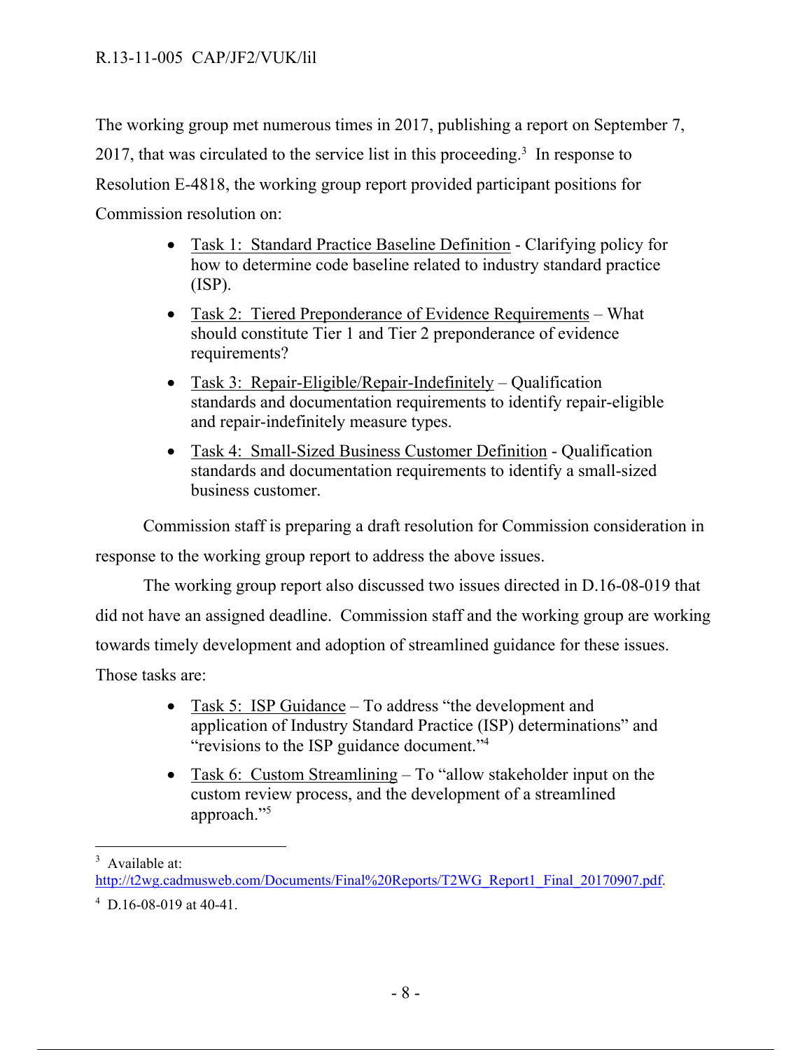The working group met numerous times in 2017, publishing a report on September 7, 2017, that was circulated to the service list in this proceeding.[3] In response to Resolution E-4818, the working group report provided participant positions for Commission resolution on:

- Task 1: Standard Practice Baseline Definition - Clarifying policy for how to determine code baseline related to industry standard practice (ISP).
- Task 2: Tiered Preponderance of Evidence Requirements – What should constitute Tier 1 and Tier 2 preponderance of evidence requirements?
- Task 3: Repair-Eligible/Repair-Indefinitely – Qualification standards and documentation requirements to identify repair-eligible and repair-indefinitely measure types.
- Task 4: Small-Sized Business Customer Definition - Qualification standards and documentation requirements to identify a small-sized business customer.

Commission staff is preparing a draft resolution for Commission consideration in response to the working group report to address the above issues.

The working group report also discussed two issues directed in D.16-08-019 that did not have an assigned deadline. Commission staff and the working group are working towards timely development and adoption of streamlined guidance for these issues. Those tasks are:

- Task 5: ISP Guidance – To address "the development and application of Industry Standard Practice (ISP) determinations" and "revisions to the ISP guidance document."[4]
- Task 6: Custom Streamlining – To "allow stakeholder input on the custom review process, and the development of a streamlined approach."[5]

---

[3] Available at: http://t2wg.cadmusweb.com/Documents/Final%20Reports/T2WG_Report1_Final_20170907.pdf.

[4] D.16-08-019 at 40-41.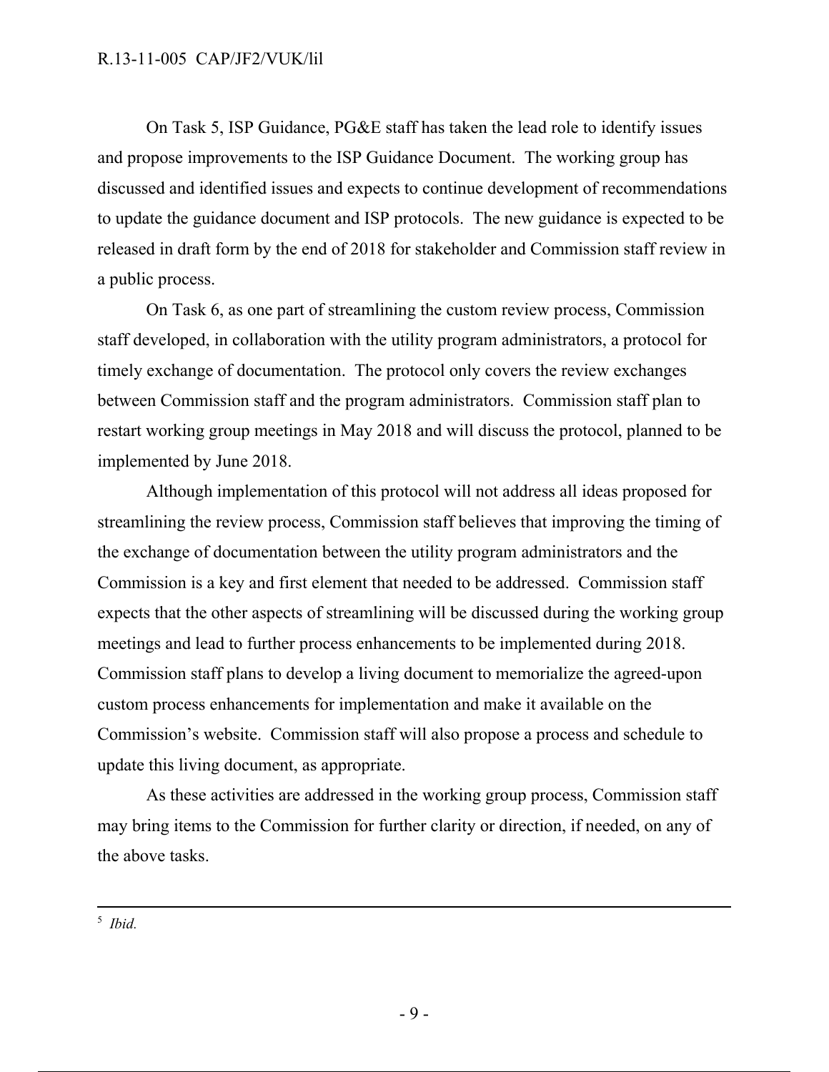On Task 5, ISP Guidance, PG&E staff has taken the lead role to identify issues and propose improvements to the ISP Guidance Document. The working group has discussed and identified issues and expects to continue development of recommendations to update the guidance document and ISP protocols. The new guidance is expected to be released in draft form by the end of 2018 for stakeholder and Commission staff review in a public process.

On Task 6, as one part of streamlining the custom review process, Commission staff developed, in collaboration with the utility program administrators, a protocol for timely exchange of documentation. The protocol only covers the review exchanges between Commission staff and the program administrators. Commission staff plan to restart working group meetings in May 2018 and will discuss the protocol, planned to be implemented by June 2018.

Although implementation of this protocol will not address all ideas proposed for streamlining the review process, Commission staff believes that improving the timing of the exchange of documentation between the utility program administrators and the Commission is a key and first element that needed to be addressed. Commission staff expects that the other aspects of streamlining will be discussed during the working group meetings and lead to further process enhancements to be implemented during 2018. Commission staff plans to develop a living document to memorialize the agreed-upon custom process enhancements for implementation and make it available on the Commission's website. Commission staff will also propose a process and schedule to update this living document, as appropriate.

As these activities are addressed in the working group process, Commission staff may bring items to the Commission for further clarity or direction, if needed, on any of the above tasks.

---

[5] *Ibid.*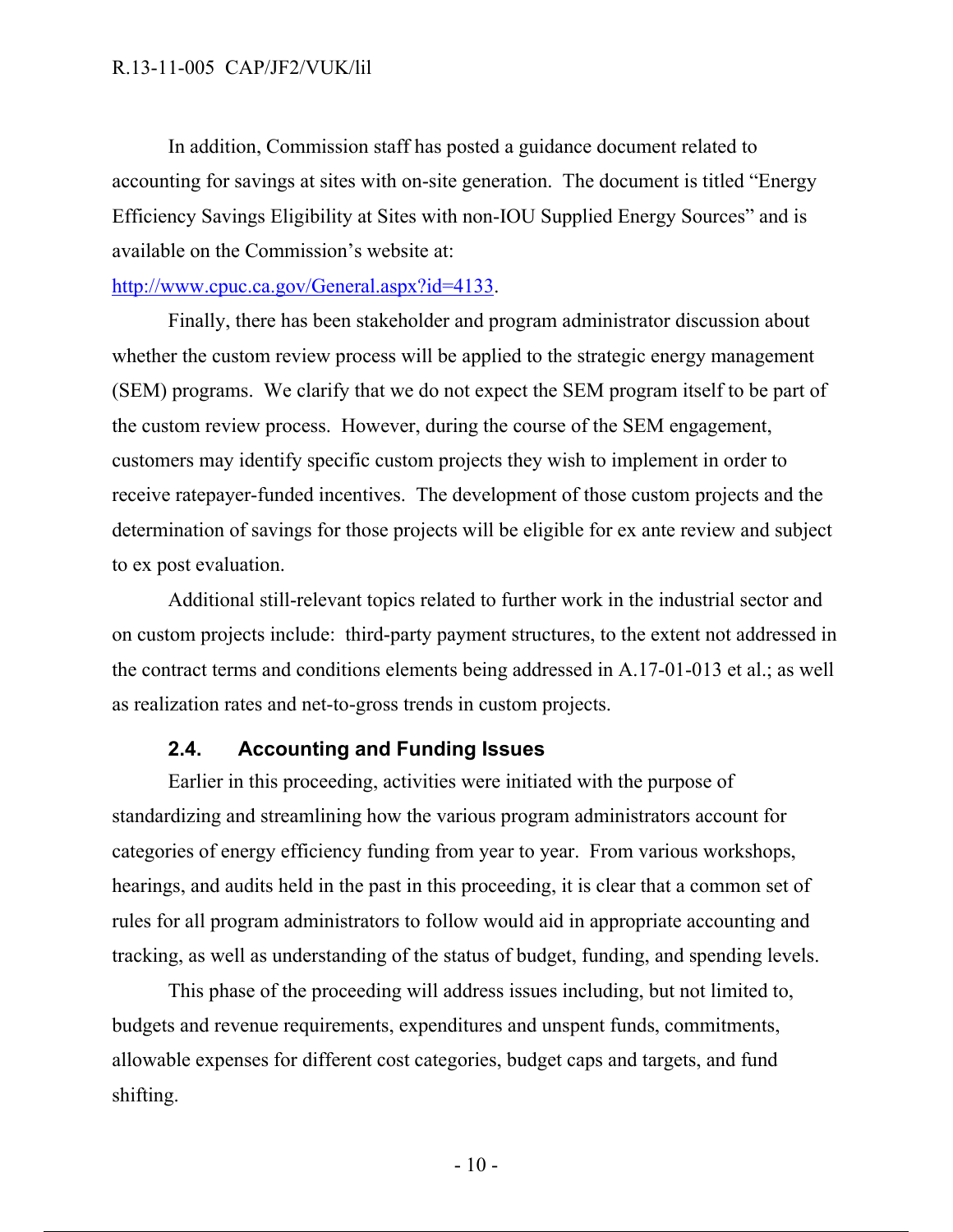In addition, Commission staff has posted a guidance document related to accounting for savings at sites with on-site generation. The document is titled "Energy Efficiency Savings Eligibility at Sites with non-IOU Supplied Energy Sources" and is available on the Commission's website at: [http://www.cpuc.ca.gov/General.aspx?id=4133](http://www.cpuc.ca.gov/General.aspx?id=4133).

Finally, there has been stakeholder and program administrator discussion about whether the custom review process will be applied to the strategic energy management (SEM) programs. We clarify that we do not expect the SEM program itself to be part of the custom review process. However, during the course of the SEM engagement, customers may identify specific custom projects they wish to implement in order to receive ratepayer-funded incentives. The development of those custom projects and the determination of savings for those projects will be eligible for ex ante review and subject to ex post evaluation.

Additional still-relevant topics related to further work in the industrial sector and on custom projects include: third-party payment structures, to the extent not addressed in the contract terms and conditions elements being addressed in A.17-01-013 et al.; as well as realization rates and net-to-gross trends in custom projects.

### 2.4. Accounting and Funding Issues

Earlier in this proceeding, activities were initiated with the purpose of standardizing and streamlining how the various program administrators account for categories of energy efficiency funding from year to year. From various workshops, hearings, and audits held in the past in this proceeding, it is clear that a common set of rules for all program administrators to follow would aid in appropriate accounting and tracking, as well as understanding of the status of budget, funding, and spending levels.

This phase of the proceeding will address issues including, but not limited to, budgets and revenue requirements, expenditures and unspent funds, commitments, allowable expenses for different cost categories, budget caps and targets, and fund shifting.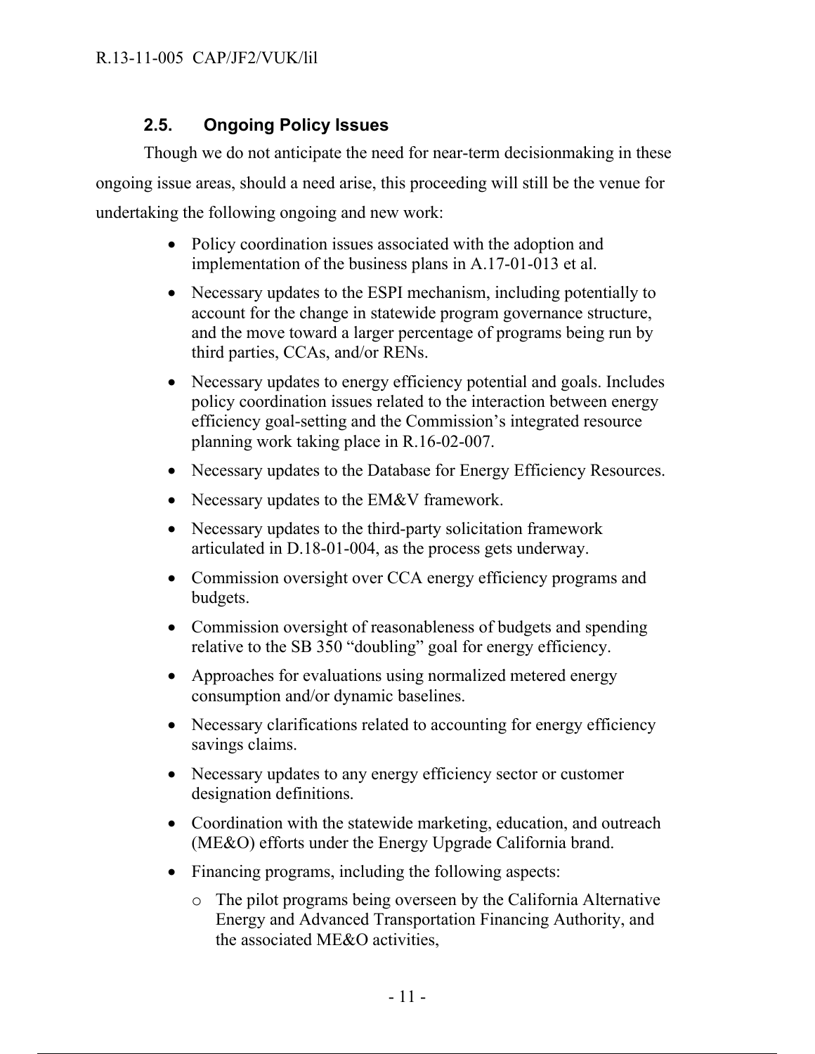### 2.5. Ongoing Policy Issues

Though we do not anticipate the need for near-term decisionmaking in these ongoing issue areas, should a need arise, this proceeding will still be the venue for undertaking the following ongoing and new work:

- Policy coordination issues associated with the adoption and implementation of the business plans in A.17-01-013 et al.
- Necessary updates to the ESPI mechanism, including potentially to account for the change in statewide program governance structure, and the move toward a larger percentage of programs being run by third parties, CCAs, and/or RENs.
- Necessary updates to energy efficiency potential and goals. Includes policy coordination issues related to the interaction between energy efficiency goal-setting and the Commission's integrated resource planning work taking place in R.16-02-007.
- Necessary updates to the Database for Energy Efficiency Resources.
- Necessary updates to the EM&V framework.
- Necessary updates to the third-party solicitation framework articulated in D.18-01-004, as the process gets underway.
- Commission oversight over CCA energy efficiency programs and budgets.
- Commission oversight of reasonableness of budgets and spending relative to the SB 350 "doubling" goal for energy efficiency.
- Approaches for evaluations using normalized metered energy consumption and/or dynamic baselines.
- Necessary clarifications related to accounting for energy efficiency savings claims.
- Necessary updates to any energy efficiency sector or customer designation definitions.
- Coordination with the statewide marketing, education, and outreach (ME&O) efforts under the Energy Upgrade California brand.
- Financing programs, including the following aspects:
  - The pilot programs being overseen by the California Alternative Energy and Advanced Transportation Financing Authority, and the associated ME&O activities,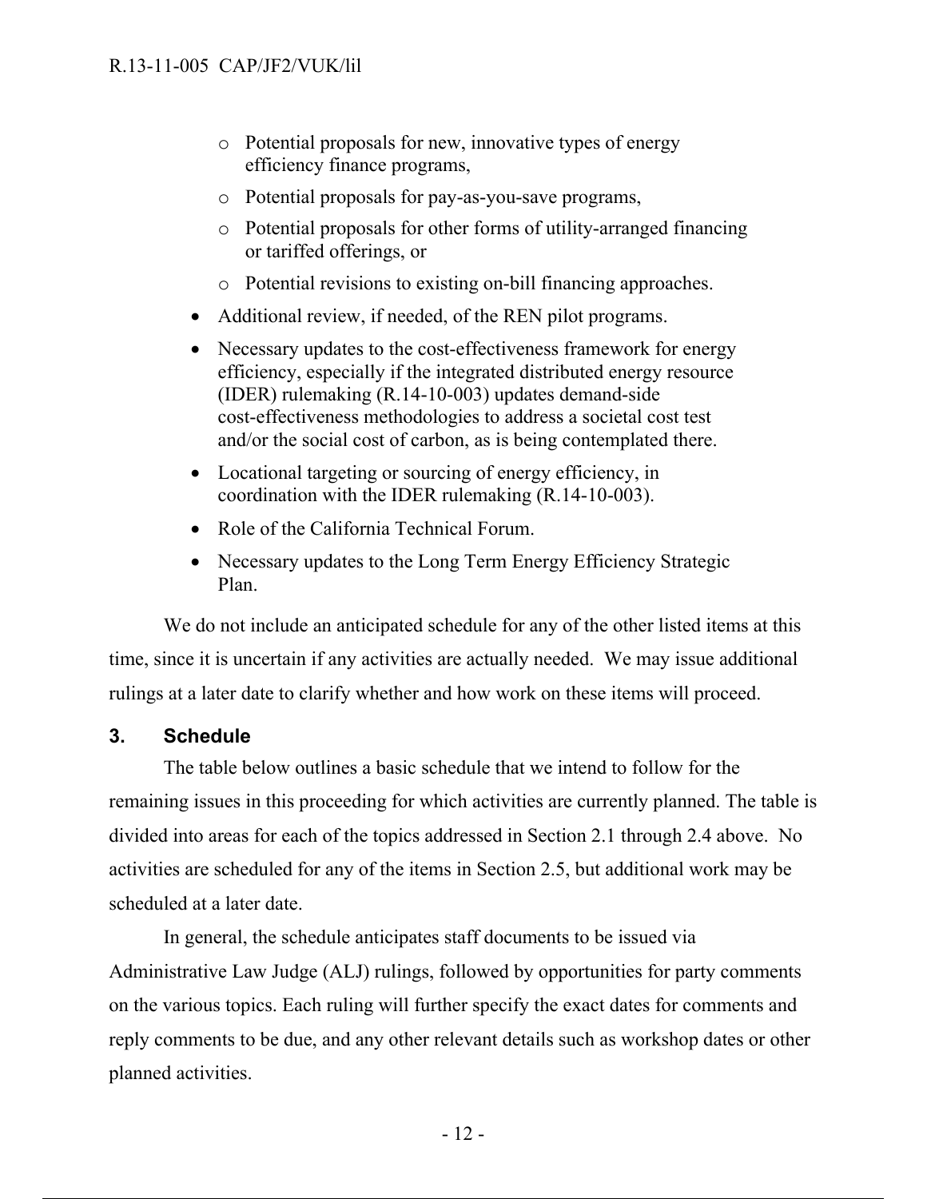- Potential proposals for new, innovative types of energy efficiency finance programs,
  - Potential proposals for pay-as-you-save programs,
  - Potential proposals for other forms of utility-arranged financing or tariffed offerings, or
  - Potential revisions to existing on-bill financing approaches.
- Additional review, if needed, of the REN pilot programs.
- Necessary updates to the cost-effectiveness framework for energy efficiency, especially if the integrated distributed energy resource (IDER) rulemaking (R.14-10-003) updates demand-side cost-effectiveness methodologies to address a societal cost test and/or the social cost of carbon, as is being contemplated there.
- Locational targeting or sourcing of energy efficiency, in coordination with the IDER rulemaking (R.14-10-003).
- Role of the California Technical Forum.
- Necessary updates to the Long Term Energy Efficiency Strategic Plan.

We do not include an anticipated schedule for any of the other listed items at this time, since it is uncertain if any activities are actually needed. We may issue additional rulings at a later date to clarify whether and how work on these items will proceed.

## 3. Schedule

The table below outlines a basic schedule that we intend to follow for the remaining issues in this proceeding for which activities are currently planned. The table is divided into areas for each of the topics addressed in Section 2.1 through 2.4 above. No activities are scheduled for any of the items in Section 2.5, but additional work may be scheduled at a later date.

In general, the schedule anticipates staff documents to be issued via Administrative Law Judge (ALJ) rulings, followed by opportunities for party comments on the various topics. Each ruling will further specify the exact dates for comments and reply comments to be due, and any other relevant details such as workshop dates or other planned activities.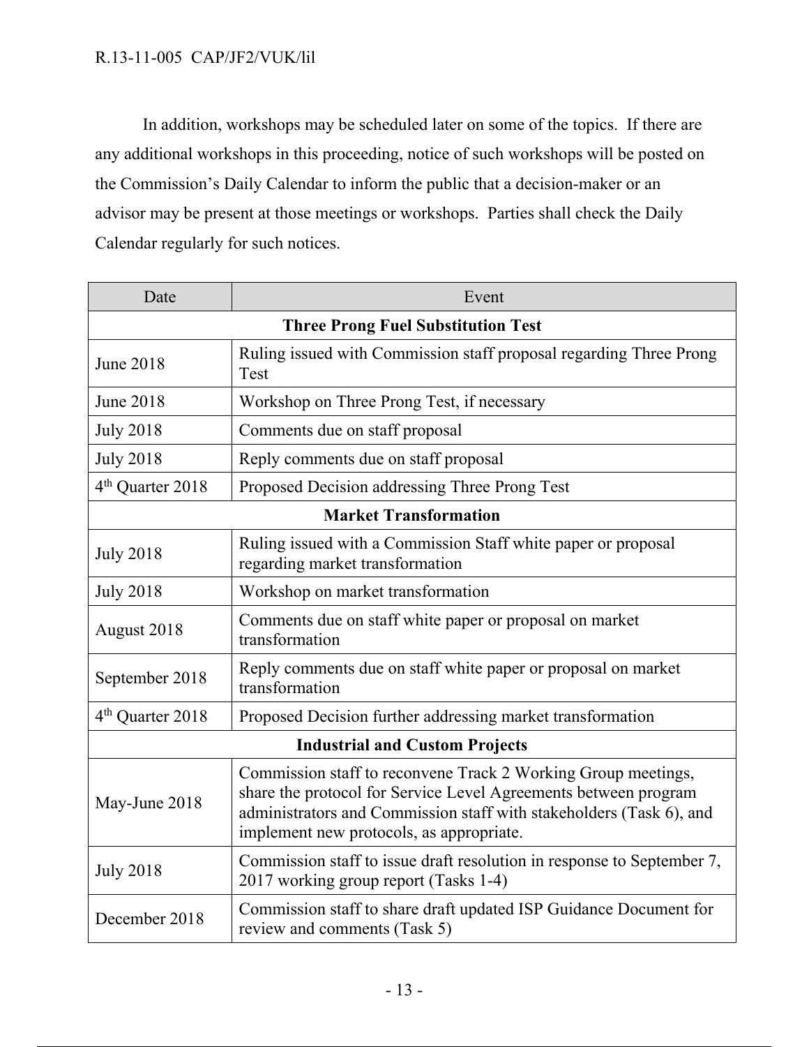In addition, workshops may be scheduled later on some of the topics. If there are any additional workshops in this proceeding, notice of such workshops will be posted on the Commission's Daily Calendar to inform the public that a decision-maker or an advisor may be present at those meetings or workshops. Parties shall check the Daily Calendar regularly for such notices.

| Date | Event |
|---|---|
| **Three Prong Fuel Substitution Test** | |
| June 2018 | Ruling issued with Commission staff proposal regarding Three Prong Test |
| June 2018 | Workshop on Three Prong Test, if necessary |
| July 2018 | Comments due on staff proposal |
| July 2018 | Reply comments due on staff proposal |
| 4th Quarter 2018 | Proposed Decision addressing Three Prong Test |
| **Market Transformation** | |
| July 2018 | Ruling issued with a Commission Staff white paper or proposal regarding market transformation |
| July 2018 | Workshop on market transformation |
| August 2018 | Comments due on staff white paper or proposal on market transformation |
| September 2018 | Reply comments due on staff white paper or proposal on market transformation |
| 4th Quarter 2018 | Proposed Decision further addressing market transformation |
| **Industrial and Custom Projects** | |
| May-June 2018 | Commission staff to reconvene Track 2 Working Group meetings, share the protocol for Service Level Agreements between program administrators and Commission staff with stakeholders (Task 6), and implement new protocols, as appropriate. |
| July 2018 | Commission staff to issue draft resolution in response to September 7, 2017 working group report (Tasks 1-4) |
| December 2018 | Commission staff to share draft updated ISP Guidance Document for review and comments (Task 5) |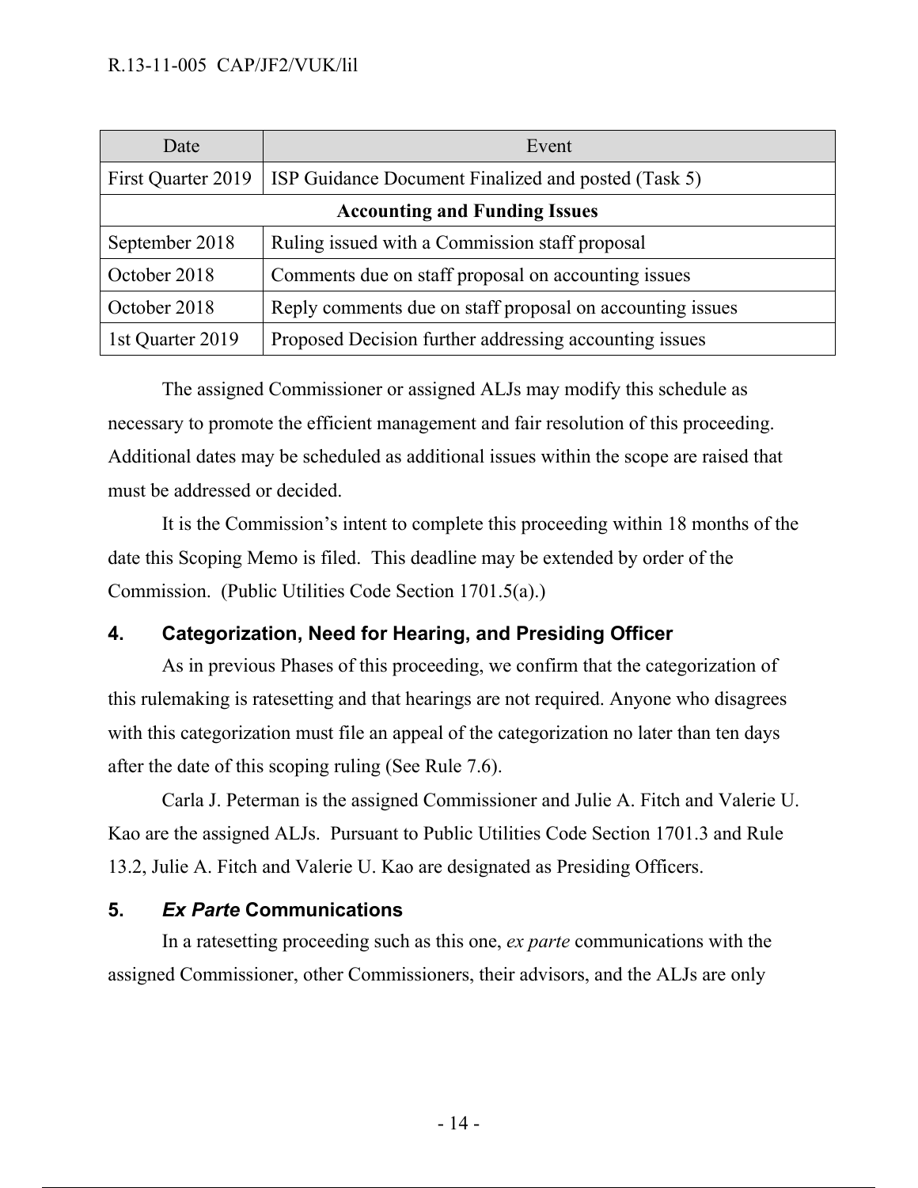| Date | Event |
| --- | --- |
| First Quarter 2019 | ISP Guidance Document Finalized and posted (Task 5) |
| **Accounting and Funding Issues** | |
| September 2018 | Ruling issued with a Commission staff proposal |
| October 2018 | Comments due on staff proposal on accounting issues |
| October 2018 | Reply comments due on staff proposal on accounting issues |
| 1st Quarter 2019 | Proposed Decision further addressing accounting issues |

The assigned Commissioner or assigned ALJs may modify this schedule as necessary to promote the efficient management and fair resolution of this proceeding. Additional dates may be scheduled as additional issues within the scope are raised that must be addressed or decided.

It is the Commission's intent to complete this proceeding within 18 months of the date this Scoping Memo is filed. This deadline may be extended by order of the Commission. (Public Utilities Code Section 1701.5(a).)

## 4. Categorization, Need for Hearing, and Presiding Officer

As in previous Phases of this proceeding, we confirm that the categorization of this rulemaking is ratesetting and that hearings are not required. Anyone who disagrees with this categorization must file an appeal of the categorization no later than ten days after the date of this scoping ruling (See Rule 7.6).

Carla J. Peterman is the assigned Commissioner and Julie A. Fitch and Valerie U. Kao are the assigned ALJs. Pursuant to Public Utilities Code Section 1701.3 and Rule 13.2, Julie A. Fitch and Valerie U. Kao are designated as Presiding Officers.

## 5. *Ex Parte* Communications

In a ratesetting proceeding such as this one, *ex parte* communications with the assigned Commissioner, other Commissioners, their advisors, and the ALJs are only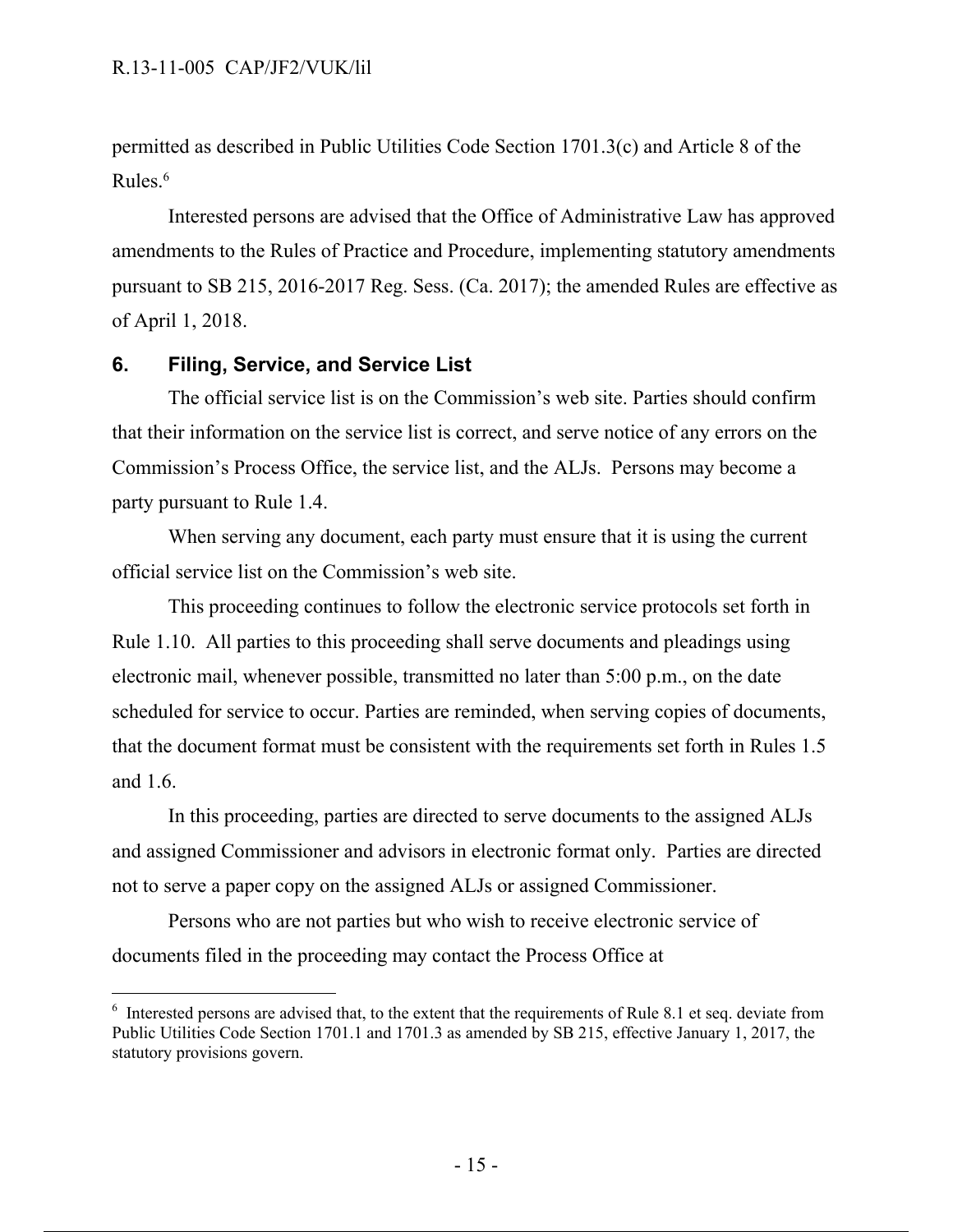permitted as described in Public Utilities Code Section 1701.3(c) and Article 8 of the Rules.[6]

Interested persons are advised that the Office of Administrative Law has approved amendments to the Rules of Practice and Procedure, implementing statutory amendments pursuant to SB 215, 2016-2017 Reg. Sess. (Ca. 2017); the amended Rules are effective as of April 1, 2018.

## 6. Filing, Service, and Service List

The official service list is on the Commission's web site. Parties should confirm that their information on the service list is correct, and serve notice of any errors on the Commission's Process Office, the service list, and the ALJs. Persons may become a party pursuant to Rule 1.4.

When serving any document, each party must ensure that it is using the current official service list on the Commission's web site.

This proceeding continues to follow the electronic service protocols set forth in Rule 1.10. All parties to this proceeding shall serve documents and pleadings using electronic mail, whenever possible, transmitted no later than 5:00 p.m., on the date scheduled for service to occur. Parties are reminded, when serving copies of documents, that the document format must be consistent with the requirements set forth in Rules 1.5 and 1.6.

In this proceeding, parties are directed to serve documents to the assigned ALJs and assigned Commissioner and advisors in electronic format only. Parties are directed not to serve a paper copy on the assigned ALJs or assigned Commissioner.

Persons who are not parties but who wish to receive electronic service of documents filed in the proceeding may contact the Process Office at

---

[6] Interested persons are advised that, to the extent that the requirements of Rule 8.1 et seq. deviate from Public Utilities Code Section 1701.1 and 1701.3 as amended by SB 215, effective January 1, 2017, the statutory provisions govern.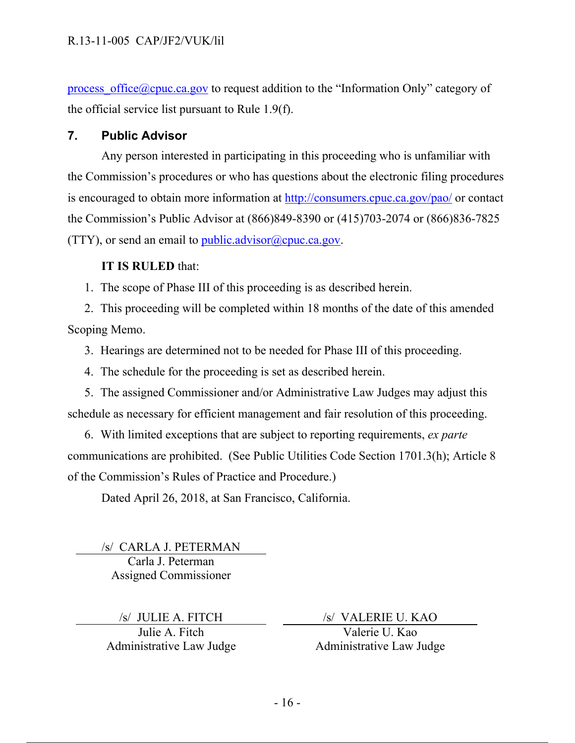process_office@cpuc.ca.gov to request addition to the "Information Only" category of the official service list pursuant to Rule 1.9(f).

## 7. Public Advisor

Any person interested in participating in this proceeding who is unfamiliar with the Commission's procedures or who has questions about the electronic filing procedures is encouraged to obtain more information at http://consumers.cpuc.ca.gov/pao/ or contact the Commission's Public Advisor at (866)849-8390 or (415)703-2074 or (866)836-7825 (TTY), or send an email to public.advisor@cpuc.ca.gov.

**IT IS RULED** that:

1. The scope of Phase III of this proceeding is as described herein.
2. This proceeding will be completed within 18 months of the date of this amended Scoping Memo.
3. Hearings are determined not to be needed for Phase III of this proceeding.
4. The schedule for the proceeding is set as described herein.
5. The assigned Commissioner and/or Administrative Law Judges may adjust this schedule as necessary for efficient management and fair resolution of this proceeding.
6. With limited exceptions that are subject to reporting requirements, *ex parte* communications are prohibited. (See Public Utilities Code Section 1701.3(h); Article 8 of the Commission's Rules of Practice and Procedure.)

Dated April 26, 2018, at San Francisco, California.

/s/ CARLA J. PETERMAN
Carla J. Peterman
Assigned Commissioner

/s/ JULIE A. FITCH
Julie A. Fitch
Administrative Law Judge

/s/ VALERIE U. KAO
Valerie U. Kao
Administrative Law Judge